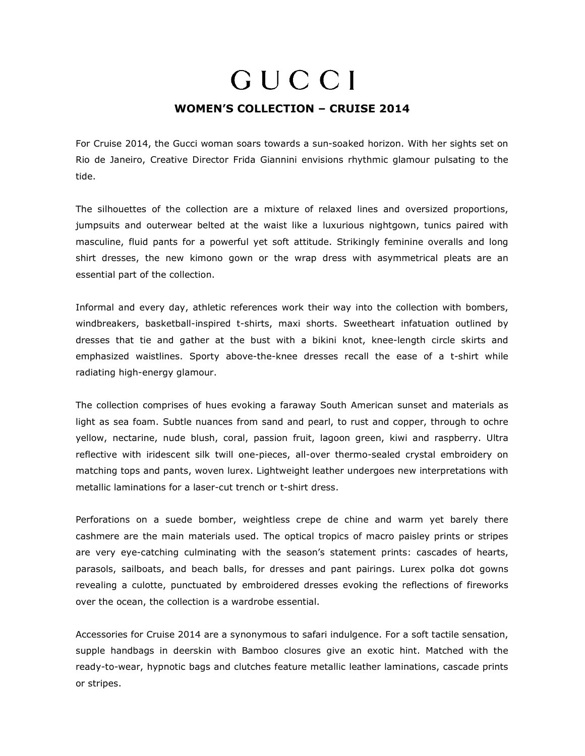# GUCCI

## WOMEN'S COLLECTION – CRUISE 2014

For Cruise 2014, the Gucci woman soars towards a sun-soaked horizon. With her sights set on Rio de Janeiro, Creative Director Frida Giannini envisions rhythmic glamour pulsating to the tide.

The silhouettes of the collection are a mixture of relaxed lines and oversized proportions, jumpsuits and outerwear belted at the waist like a luxurious nightgown, tunics paired with masculine, fluid pants for a powerful yet soft attitude. Strikingly feminine overalls and long shirt dresses, the new kimono gown or the wrap dress with asymmetrical pleats are an essential part of the collection.

Informal and every day, athletic references work their way into the collection with bombers, windbreakers, basketball-inspired t-shirts, maxi shorts. Sweetheart infatuation outlined by dresses that tie and gather at the bust with a bikini knot, knee-length circle skirts and emphasized waistlines. Sporty above-the-knee dresses recall the ease of a t-shirt while radiating high-energy glamour.

The collection comprises of hues evoking a faraway South American sunset and materials as light as sea foam. Subtle nuances from sand and pearl, to rust and copper, through to ochre yellow, nectarine, nude blush, coral, passion fruit, lagoon green, kiwi and raspberry. Ultra reflective with iridescent silk twill one-pieces, all-over thermo-sealed crystal embroidery on matching tops and pants, woven lurex. Lightweight leather undergoes new interpretations with metallic laminations for a laser-cut trench or t-shirt dress.

Perforations on a suede bomber, weightless crepe de chine and warm yet barely there cashmere are the main materials used. The optical tropics of macro paisley prints or stripes are very eye-catching culminating with the season's statement prints: cascades of hearts, parasols, sailboats, and beach balls, for dresses and pant pairings. Lurex polka dot gowns revealing a culotte, punctuated by embroidered dresses evoking the reflections of fireworks over the ocean, the collection is a wardrobe essential.

Accessories for Cruise 2014 are a synonymous to safari indulgence. For a soft tactile sensation, supple handbags in deerskin with Bamboo closures give an exotic hint. Matched with the ready-to-wear, hypnotic bags and clutches feature metallic leather laminations, cascade prints or stripes.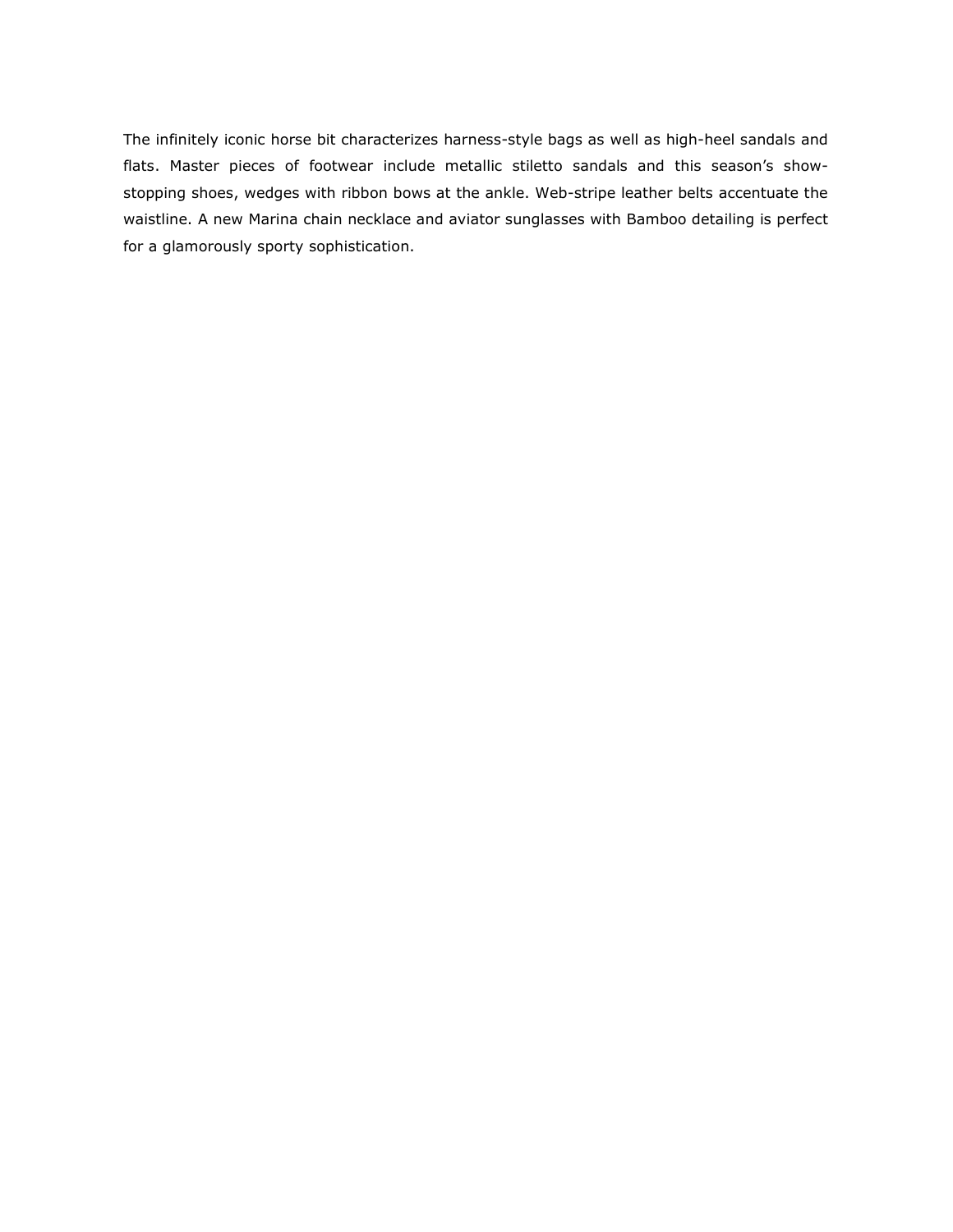The infinitely iconic horse bit characterizes harness-style bags as well as high-heel sandals and flats. Master pieces of footwear include metallic stiletto sandals and this season's show-stopping shoes, wedges with ribbon bows at the ankle. Web-stripe leather belts accentuate the waistline. A new Marina chain necklace and aviator sunglasses with Bamboo detailing is perfect for a glamorously sporty sophistication.